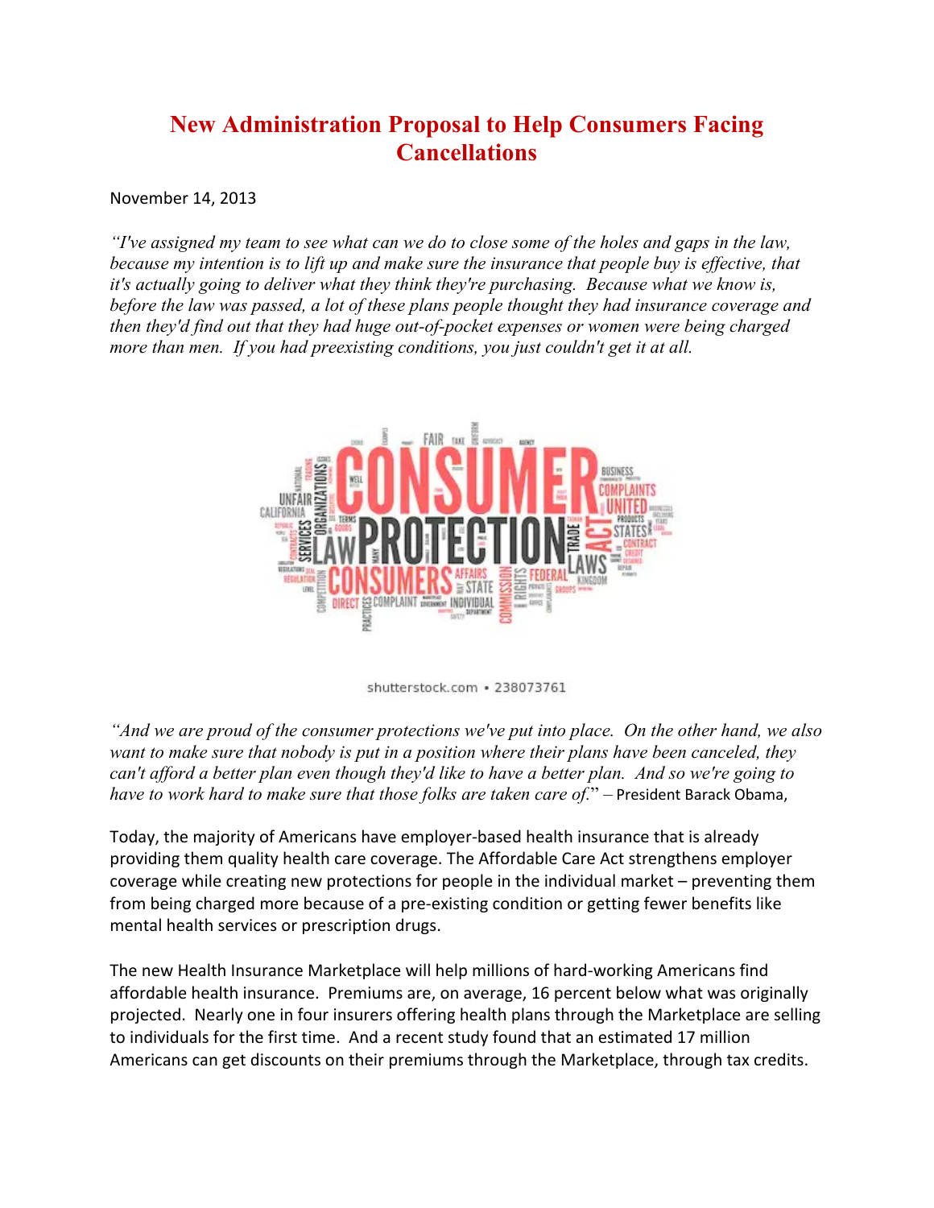# New Administration Proposal to Help Consumers Facing Cancellations

November 14, 2013

*"I've assigned my team to see what can we do to close some of the holes and gaps in the law, because my intention is to lift up and make sure the insurance that people buy is effective, that it's actually going to deliver what they think they're purchasing. Because what we know is, before the law was passed, a lot of these plans people thought they had insurance coverage and then they'd find out that they had huge out-of-pocket expenses or women were being charged more than men. If you had preexisting conditions, you just couldn't get it at all.*

shutterstock.com • 238073761

*"And we are proud of the consumer protections we've put into place. On the other hand, we also want to make sure that nobody is put in a position where their plans have been canceled, they can't afford a better plan even though they'd like to have a better plan. And so we're going to have to work hard to make sure that those folks are taken care of."* – President Barack Obama,

Today, the majority of Americans have employer-based health insurance that is already providing them quality health care coverage. The Affordable Care Act strengthens employer coverage while creating new protections for people in the individual market – preventing them from being charged more because of a pre-existing condition or getting fewer benefits like mental health services or prescription drugs.

The new Health Insurance Marketplace will help millions of hard-working Americans find affordable health insurance. Premiums are, on average, 16 percent below what was originally projected. Nearly one in four insurers offering health plans through the Marketplace are selling to individuals for the first time. And a recent study found that an estimated 17 million Americans can get discounts on their premiums through the Marketplace, through tax credits.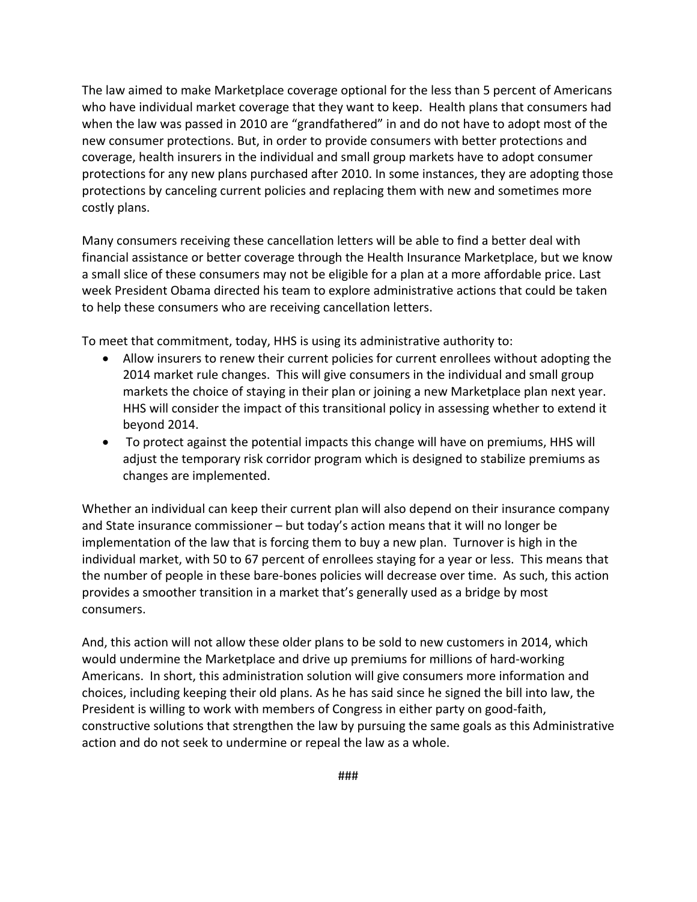The law aimed to make Marketplace coverage optional for the less than 5 percent of Americans who have individual market coverage that they want to keep. Health plans that consumers had when the law was passed in 2010 are "grandfathered" in and do not have to adopt most of the new consumer protections. But, in order to provide consumers with better protections and coverage, health insurers in the individual and small group markets have to adopt consumer protections for any new plans purchased after 2010. In some instances, they are adopting those protections by canceling current policies and replacing them with new and sometimes more costly plans.

Many consumers receiving these cancellation letters will be able to find a better deal with financial assistance or better coverage through the Health Insurance Marketplace, but we know a small slice of these consumers may not be eligible for a plan at a more affordable price. Last week President Obama directed his team to explore administrative actions that could be taken to help these consumers who are receiving cancellation letters.

To meet that commitment, today, HHS is using its administrative authority to:

- Allow insurers to renew their current policies for current enrollees without adopting the 2014 market rule changes. This will give consumers in the individual and small group markets the choice of staying in their plan or joining a new Marketplace plan next year. HHS will consider the impact of this transitional policy in assessing whether to extend it beyond 2014.
- To protect against the potential impacts this change will have on premiums, HHS will adjust the temporary risk corridor program which is designed to stabilize premiums as changes are implemented.

Whether an individual can keep their current plan will also depend on their insurance company and State insurance commissioner – but today's action means that it will no longer be implementation of the law that is forcing them to buy a new plan. Turnover is high in the individual market, with 50 to 67 percent of enrollees staying for a year or less. This means that the number of people in these bare-bones policies will decrease over time. As such, this action provides a smoother transition in a market that's generally used as a bridge by most consumers.

And, this action will not allow these older plans to be sold to new customers in 2014, which would undermine the Marketplace and drive up premiums for millions of hard-working Americans. In short, this administration solution will give consumers more information and choices, including keeping their old plans. As he has said since he signed the bill into law, the President is willing to work with members of Congress in either party on good-faith, constructive solutions that strengthen the law by pursuing the same goals as this Administrative action and do not seek to undermine or repeal the law as a whole.

###